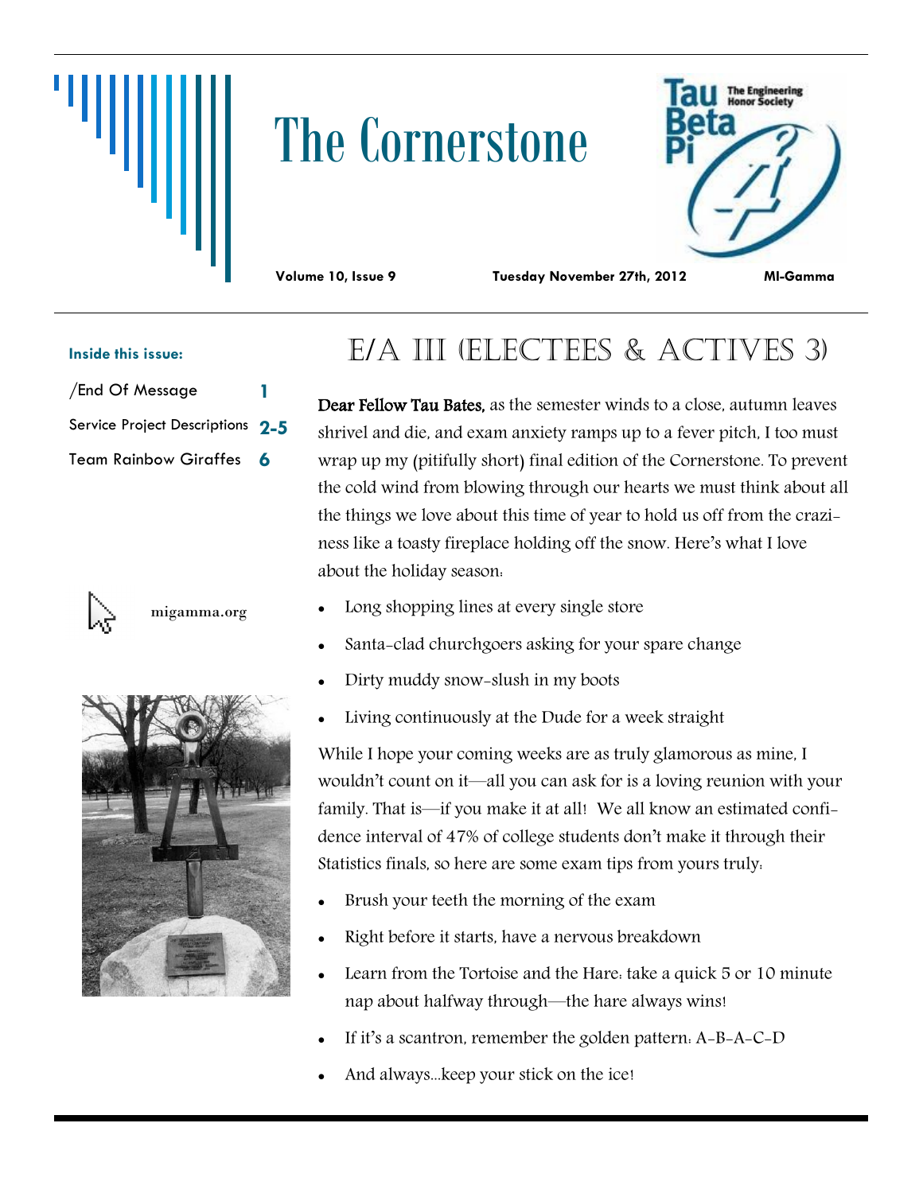# The Cornerstone

**Volume 10, Issue 9** **Tuesday November 27th, 2012** **MI-Gamma**

**Inside this issue:**

| | |
|---|---|
| /End Of Message | 1 |
| Service Project Descriptions | 2-5 |
| Team Rainbow Giraffes | 6 |

migamma.org

## E/A III (Electees & Actives 3)

**Dear Fellow Tau Bates,** as the semester winds to a close, autumn leaves shrivel and die, and exam anxiety ramps up to a fever pitch, I too must wrap up my (pitifully short) final edition of the Cornerstone. To prevent the cold wind from blowing through our hearts we must think about all the things we love about this time of year to hold us off from the craziness like a toasty fireplace holding off the snow. Here's what I love about the holiday season:

- Long shopping lines at every single store
- Santa-clad churchgoers asking for your spare change
- Dirty muddy snow-slush in my boots
- Living continuously at the Dude for a week straight

While I hope your coming weeks are as truly glamorous as mine, I wouldn't count on it—all you can ask for is a loving reunion with your family. That is—if you make it at all! We all know an estimated confidence interval of 47% of college students don't make it through their Statistics finals, so here are some exam tips from yours truly:

- Brush your teeth the morning of the exam
- Right before it starts, have a nervous breakdown
- Learn from the Tortoise and the Hare: take a quick 5 or 10 minute nap about halfway through—the hare always wins!
- If it's a scantron, remember the golden pattern: A-B-A-C-D
- And always...keep your stick on the ice!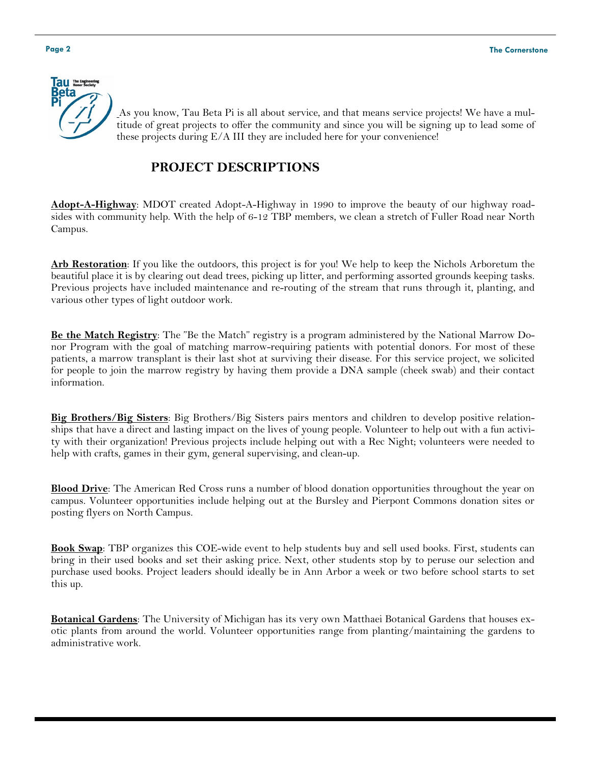As you know, Tau Beta Pi is all about service, and that means service projects! We have a multitude of great projects to offer the community and since you will be signing up to lead some of these projects during E/A III they are included here for your convenience!

## PROJECT DESCRIPTIONS

**Adopt-A-Highway**: MDOT created Adopt-A-Highway in 1990 to improve the beauty of our highway roadsides with community help. With the help of 6-12 TBP members, we clean a stretch of Fuller Road near North Campus.

**Arb Restoration**: If you like the outdoors, this project is for you! We help to keep the Nichols Arboretum the beautiful place it is by clearing out dead trees, picking up litter, and performing assorted grounds keeping tasks. Previous projects have included maintenance and re-routing of the stream that runs through it, planting, and various other types of light outdoor work.

**Be the Match Registry**: The "Be the Match" registry is a program administered by the National Marrow Donor Program with the goal of matching marrow-requiring patients with potential donors. For most of these patients, a marrow transplant is their last shot at surviving their disease. For this service project, we solicited for people to join the marrow registry by having them provide a DNA sample (cheek swab) and their contact information.

**Big Brothers/Big Sisters**: Big Brothers/Big Sisters pairs mentors and children to develop positive relationships that have a direct and lasting impact on the lives of young people. Volunteer to help out with a fun activity with their organization! Previous projects include helping out with a Rec Night; volunteers were needed to help with crafts, games in their gym, general supervising, and clean-up.

**Blood Drive**: The American Red Cross runs a number of blood donation opportunities throughout the year on campus. Volunteer opportunities include helping out at the Bursley and Pierpont Commons donation sites or posting flyers on North Campus.

**Book Swap**: TBP organizes this COE-wide event to help students buy and sell used books. First, students can bring in their used books and set their asking price. Next, other students stop by to peruse our selection and purchase used books. Project leaders should ideally be in Ann Arbor a week or two before school starts to set this up.

**Botanical Gardens**: The University of Michigan has its very own Matthaei Botanical Gardens that houses exotic plants from around the world. Volunteer opportunities range from planting/maintaining the gardens to administrative work.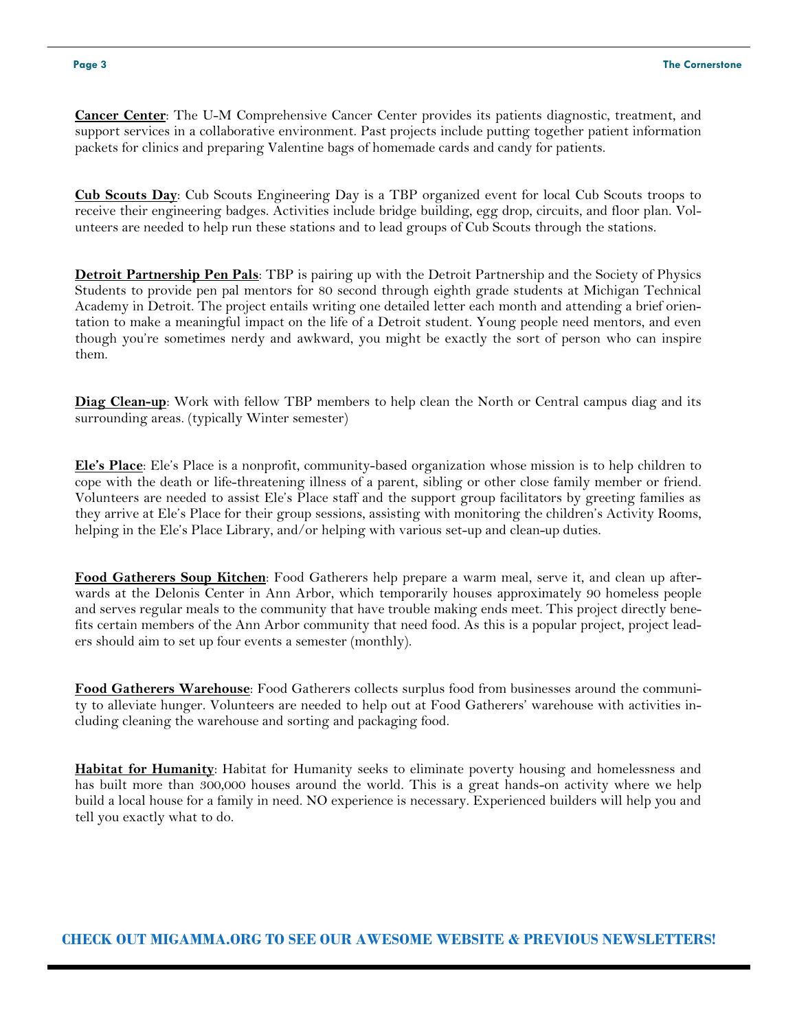**Cancer Center**: The U-M Comprehensive Cancer Center provides its patients diagnostic, treatment, and support services in a collaborative environment. Past projects include putting together patient information packets for clinics and preparing Valentine bags of homemade cards and candy for patients.

**Cub Scouts Day**: Cub Scouts Engineering Day is a TBP organized event for local Cub Scouts troops to receive their engineering badges. Activities include bridge building, egg drop, circuits, and floor plan. Volunteers are needed to help run these stations and to lead groups of Cub Scouts through the stations.

**Detroit Partnership Pen Pals**: TBP is pairing up with the Detroit Partnership and the Society of Physics Students to provide pen pal mentors for 80 second through eighth grade students at Michigan Technical Academy in Detroit. The project entails writing one detailed letter each month and attending a brief orientation to make a meaningful impact on the life of a Detroit student. Young people need mentors, and even though you're sometimes nerdy and awkward, you might be exactly the sort of person who can inspire them.

**Diag Clean-up**: Work with fellow TBP members to help clean the North or Central campus diag and its surrounding areas. (typically Winter semester)

**Ele's Place**: Ele's Place is a nonprofit, community-based organization whose mission is to help children to cope with the death or life-threatening illness of a parent, sibling or other close family member or friend. Volunteers are needed to assist Ele's Place staff and the support group facilitators by greeting families as they arrive at Ele's Place for their group sessions, assisting with monitoring the children's Activity Rooms, helping in the Ele's Place Library, and/or helping with various set-up and clean-up duties.

**Food Gatherers Soup Kitchen**: Food Gatherers help prepare a warm meal, serve it, and clean up afterwards at the Delonis Center in Ann Arbor, which temporarily houses approximately 90 homeless people and serves regular meals to the community that have trouble making ends meet. This project directly benefits certain members of the Ann Arbor community that need food. As this is a popular project, project leaders should aim to set up four events a semester (monthly).

**Food Gatherers Warehouse**: Food Gatherers collects surplus food from businesses around the community to alleviate hunger. Volunteers are needed to help out at Food Gatherers' warehouse with activities including cleaning the warehouse and sorting and packaging food.

**Habitat for Humanity**: Habitat for Humanity seeks to eliminate poverty housing and homelessness and has built more than 300,000 houses around the world. This is a great hands-on activity where we help build a local house for a family in need. NO experience is necessary. Experienced builders will help you and tell you exactly what to do.

**CHECK OUT MIGAMMA.ORG TO SEE OUR AWESOME WEBSITE & PREVIOUS NEWSLETTERS!**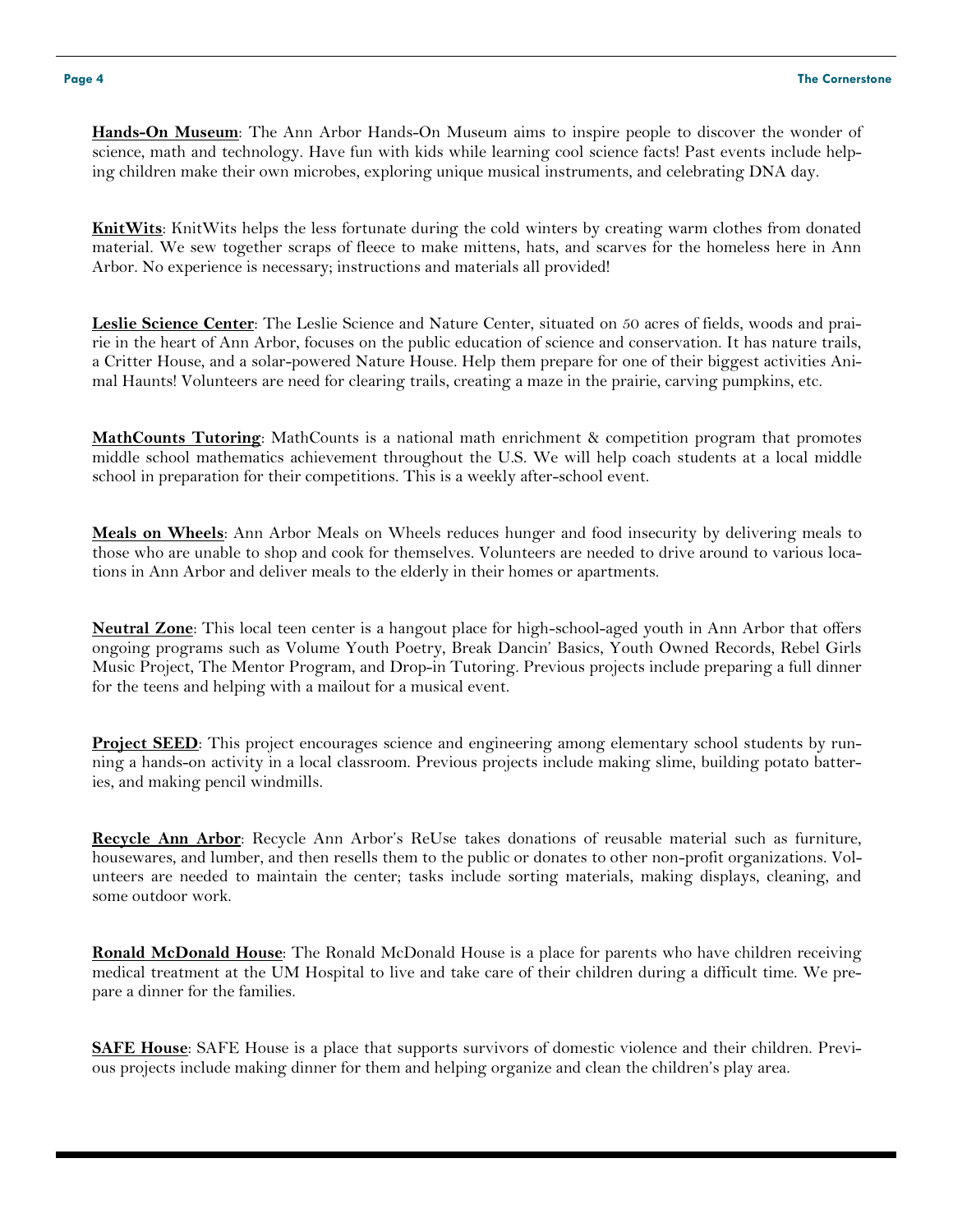**Hands-On Museum**: The Ann Arbor Hands-On Museum aims to inspire people to discover the wonder of science, math and technology. Have fun with kids while learning cool science facts! Past events include helping children make their own microbes, exploring unique musical instruments, and celebrating DNA day.

**KnitWits**: KnitWits helps the less fortunate during the cold winters by creating warm clothes from donated material. We sew together scraps of fleece to make mittens, hats, and scarves for the homeless here in Ann Arbor. No experience is necessary; instructions and materials all provided!

**Leslie Science Center**: The Leslie Science and Nature Center, situated on 50 acres of fields, woods and prairie in the heart of Ann Arbor, focuses on the public education of science and conservation. It has nature trails, a Critter House, and a solar-powered Nature House. Help them prepare for one of their biggest activities Animal Haunts! Volunteers are need for clearing trails, creating a maze in the prairie, carving pumpkins, etc.

**MathCounts Tutoring**: MathCounts is a national math enrichment & competition program that promotes middle school mathematics achievement throughout the U.S. We will help coach students at a local middle school in preparation for their competitions. This is a weekly after-school event.

**Meals on Wheels**: Ann Arbor Meals on Wheels reduces hunger and food insecurity by delivering meals to those who are unable to shop and cook for themselves. Volunteers are needed to drive around to various locations in Ann Arbor and deliver meals to the elderly in their homes or apartments.

**Neutral Zone**: This local teen center is a hangout place for high-school-aged youth in Ann Arbor that offers ongoing programs such as Volume Youth Poetry, Break Dancin' Basics, Youth Owned Records, Rebel Girls Music Project, The Mentor Program, and Drop-in Tutoring. Previous projects include preparing a full dinner for the teens and helping with a mailout for a musical event.

**Project SEED**: This project encourages science and engineering among elementary school students by running a hands-on activity in a local classroom. Previous projects include making slime, building potato batteries, and making pencil windmills.

**Recycle Ann Arbor**: Recycle Ann Arbor's ReUse takes donations of reusable material such as furniture, housewares, and lumber, and then resells them to the public or donates to other non-profit organizations. Volunteers are needed to maintain the center; tasks include sorting materials, making displays, cleaning, and some outdoor work.

**Ronald McDonald House**: The Ronald McDonald House is a place for parents who have children receiving medical treatment at the UM Hospital to live and take care of their children during a difficult time. We prepare a dinner for the families.

**SAFE House**: SAFE House is a place that supports survivors of domestic violence and their children. Previous projects include making dinner for them and helping organize and clean the children's play area.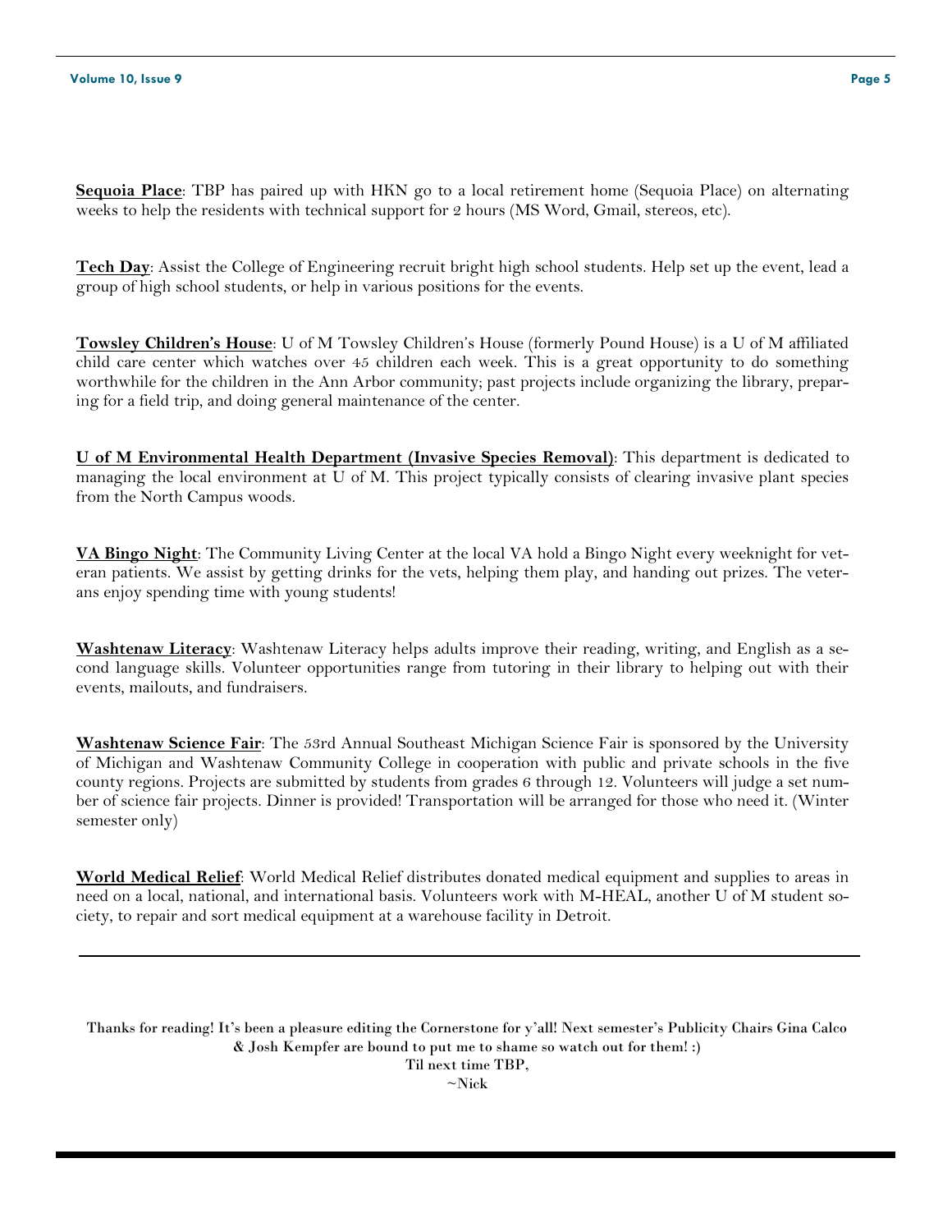**Sequoia Place**: TBP has paired up with HKN go to a local retirement home (Sequoia Place) on alternating weeks to help the residents with technical support for 2 hours (MS Word, Gmail, stereos, etc).

**Tech Day**: Assist the College of Engineering recruit bright high school students. Help set up the event, lead a group of high school students, or help in various positions for the events.

**Towsley Children's House**: U of M Towsley Children's House (formerly Pound House) is a U of M affiliated child care center which watches over 45 children each week. This is a great opportunity to do something worthwhile for the children in the Ann Arbor community; past projects include organizing the library, preparing for a field trip, and doing general maintenance of the center.

**U of M Environmental Health Department (Invasive Species Removal)**: This department is dedicated to managing the local environment at U of M. This project typically consists of clearing invasive plant species from the North Campus woods.

**VA Bingo Night**: The Community Living Center at the local VA hold a Bingo Night every weeknight for veteran patients. We assist by getting drinks for the vets, helping them play, and handing out prizes. The veterans enjoy spending time with young students!

**Washtenaw Literacy**: Washtenaw Literacy helps adults improve their reading, writing, and English as a second language skills. Volunteer opportunities range from tutoring in their library to helping out with their events, mailouts, and fundraisers.

**Washtenaw Science Fair**: The 53rd Annual Southeast Michigan Science Fair is sponsored by the University of Michigan and Washtenaw Community College in cooperation with public and private schools in the five county regions. Projects are submitted by students from grades 6 through 12. Volunteers will judge a set number of science fair projects. Dinner is provided! Transportation will be arranged for those who need it. (Winter semester only)

**World Medical Relief**: World Medical Relief distributes donated medical equipment and supplies to areas in need on a local, national, and international basis. Volunteers work with M-HEAL, another U of M student society, to repair and sort medical equipment at a warehouse facility in Detroit.

---

**Thanks for reading! It's been a pleasure editing the Cornerstone for y'all! Next semester's Publicity Chairs Gina Calco & Josh Kempfer are bound to put me to shame so watch out for them! :)**
**Til next time TBP,**
**~Nick**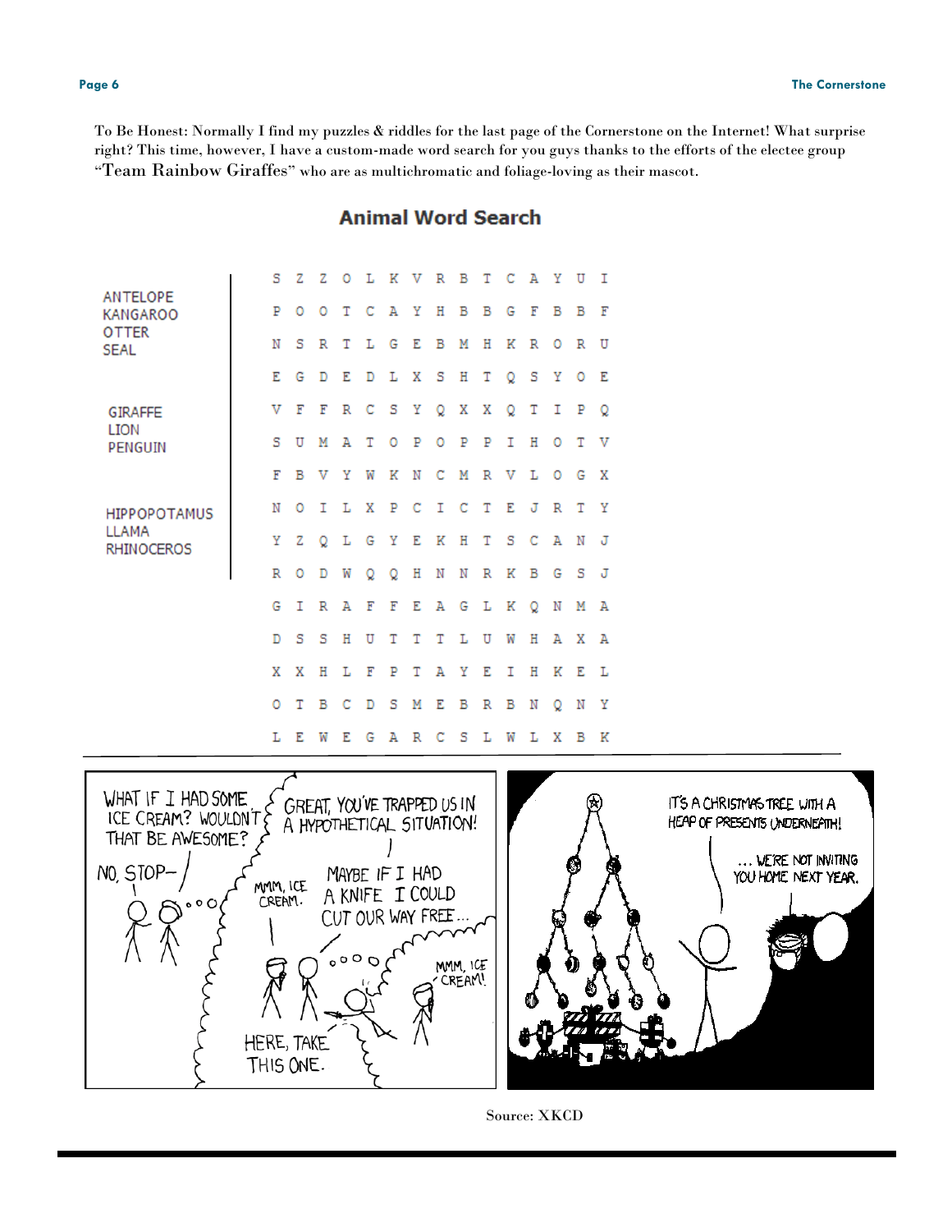To Be Honest: Normally I find my puzzles & riddles for the last page of the Cornerstone on the Internet! What surprise right? This time, however, I have a custom-made word search for you guys thanks to the efforts of the electee group "Team Rainbow Giraffes" who are as multichromatic and foliage-loving as their mascot.

## Animal Word Search

ANTELOPE
KANGAROO
OTTER
SEAL

GIRAFFE
LION
PENGUIN

HIPPOPOTAMUS
LLAMA
RHINOCEROS

| | | | | | | | | | | | | | | |
|---|---|---|---|---|---|---|---|---|---|---|---|---|---|---|
| S | Z | Z | O | L | K | V | R | B | T | C | A | Y | U | I |
| P | O | O | T | C | A | Y | H | B | B | G | F | B | B | F |
| N | S | R | T | L | G | E | B | M | H | K | R | O | R | U |
| E | G | D | E | D | L | X | S | H | T | Q | S | Y | O | E |
| V | F | F | R | C | S | Y | Q | X | X | Q | T | I | P | Q |
| S | U | M | A | T | O | P | O | P | P | I | H | O | T | V |
| F | B | V | Y | W | K | N | C | M | R | V | L | O | G | X |
| N | O | I | L | X | P | C | I | C | T | E | J | R | T | Y |
| Y | Z | Q | L | G | Y | E | K | H | T | S | C | A | N | J |
| R | O | D | W | Q | Q | H | N | N | R | K | B | G | S | J |
| G | I | R | A | F | F | E | A | G | L | K | Q | N | M | A |
| D | S | S | H | U | T | T | T | L | U | W | H | A | X | A |
| X | X | H | L | F | P | T | A | Y | E | I | H | K | E | L |
| O | T | B | C | D | S | M | E | B | R | B | N | Q | N | Y |
| L | E | W | E | G | A | R | C | S | L | W | L | X | B | K |

Source: XKCD